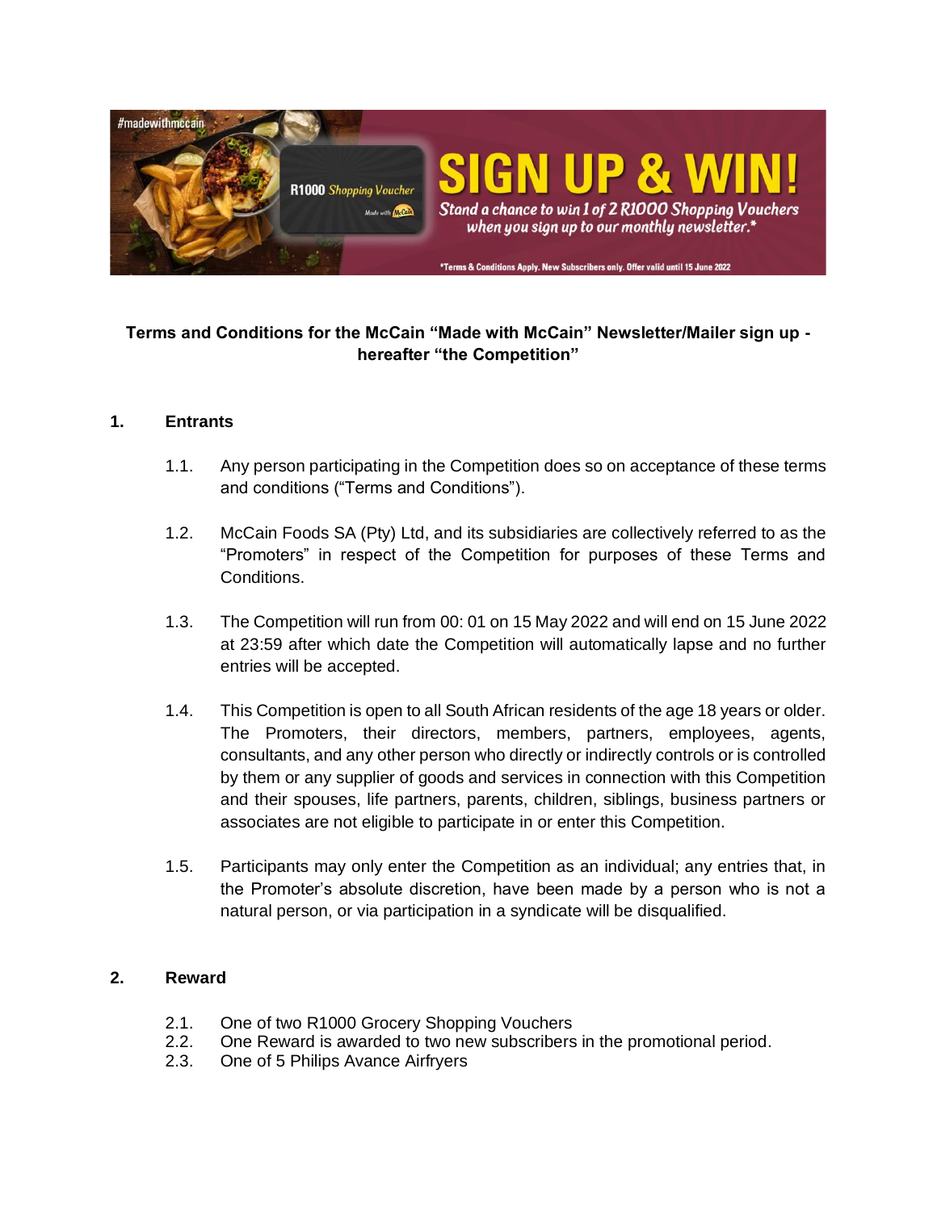#madewithmccain

R1000 Shopping Voucher

Made with McCain

# SIGN UP & WIN!

*Stand a chance to win 1 of 2 R1000 Shopping Vouchers when you sign up to our monthly newsletter.**

*Terms & Conditions Apply. New Subscribers only. Offer valid until 15 June 2022

**Terms and Conditions for the McCain “Made with McCain” Newsletter/Mailer sign up - hereafter “the Competition”**

## 1. Entrants

1.1. Any person participating in the Competition does so on acceptance of these terms and conditions (“Terms and Conditions”).

1.2. McCain Foods SA (Pty) Ltd, and its subsidiaries are collectively referred to as the “Promoters” in respect of the Competition for purposes of these Terms and Conditions.

1.3. The Competition will run from 00: 01 on 15 May 2022 and will end on 15 June 2022 at 23:59 after which date the Competition will automatically lapse and no further entries will be accepted.

1.4. This Competition is open to all South African residents of the age 18 years or older. The Promoters, their directors, members, partners, employees, agents, consultants, and any other person who directly or indirectly controls or is controlled by them or any supplier of goods and services in connection with this Competition and their spouses, life partners, parents, children, siblings, business partners or associates are not eligible to participate in or enter this Competition.

1.5. Participants may only enter the Competition as an individual; any entries that, in the Promoter’s absolute discretion, have been made by a person who is not a natural person, or via participation in a syndicate will be disqualified.

## 2. Reward

2.1. One of two R1000 Grocery Shopping Vouchers

2.2. One Reward is awarded to two new subscribers in the promotional period.

2.3. One of 5 Philips Avance Airfryers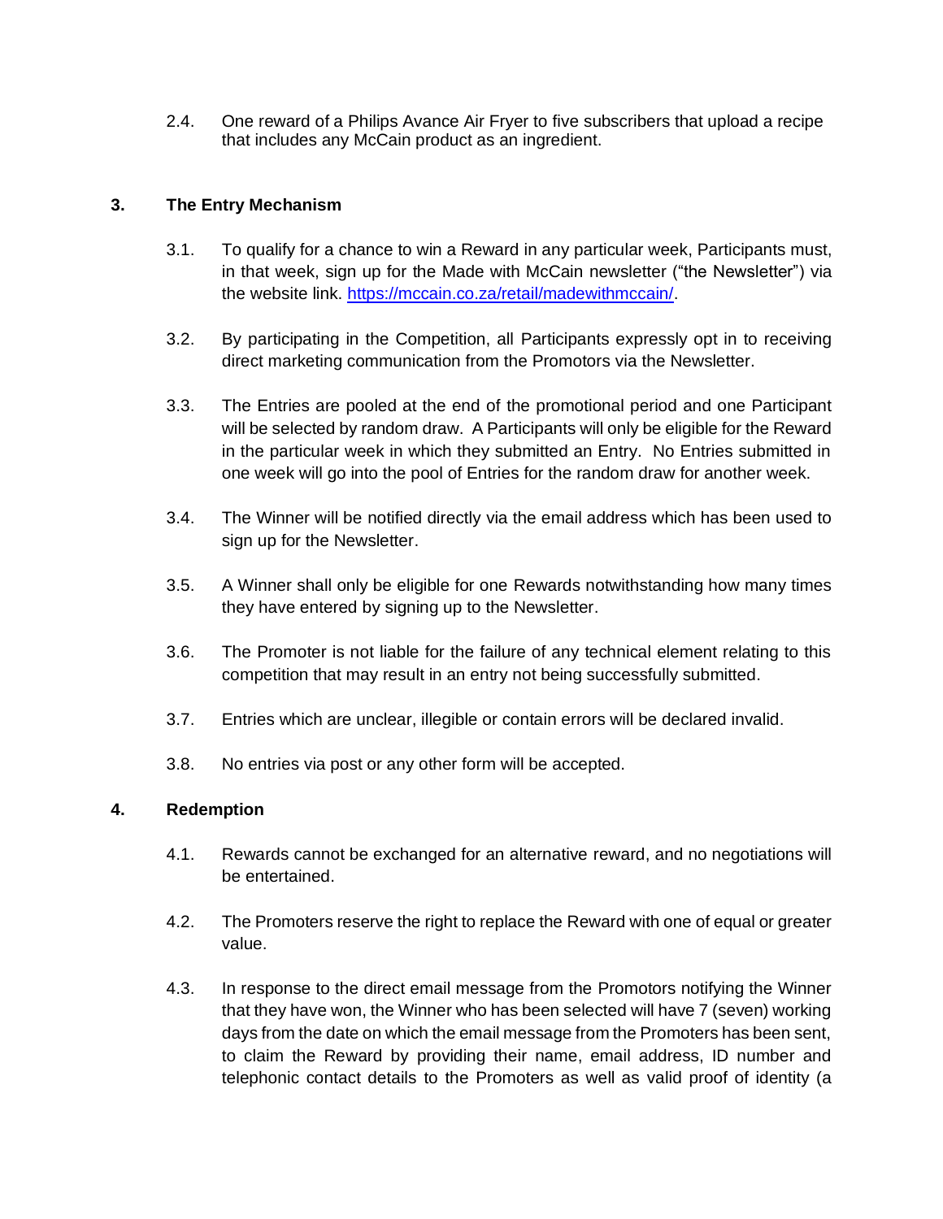2.4. One reward of a Philips Avance Air Fryer to five subscribers that upload a recipe that includes any McCain product as an ingredient.

## 3. The Entry Mechanism

3.1. To qualify for a chance to win a Reward in any particular week, Participants must, in that week, sign up for the Made with McCain newsletter ("the Newsletter") via the website link. https://mccain.co.za/retail/madewithmccain/.

3.2. By participating in the Competition, all Participants expressly opt in to receiving direct marketing communication from the Promotors via the Newsletter.

3.3. The Entries are pooled at the end of the promotional period and one Participant will be selected by random draw. A Participants will only be eligible for the Reward in the particular week in which they submitted an Entry. No Entries submitted in one week will go into the pool of Entries for the random draw for another week.

3.4. The Winner will be notified directly via the email address which has been used to sign up for the Newsletter.

3.5. A Winner shall only be eligible for one Rewards notwithstanding how many times they have entered by signing up to the Newsletter.

3.6. The Promoter is not liable for the failure of any technical element relating to this competition that may result in an entry not being successfully submitted.

3.7. Entries which are unclear, illegible or contain errors will be declared invalid.

3.8. No entries via post or any other form will be accepted.

## 4. Redemption

4.1. Rewards cannot be exchanged for an alternative reward, and no negotiations will be entertained.

4.2. The Promoters reserve the right to replace the Reward with one of equal or greater value.

4.3. In response to the direct email message from the Promotors notifying the Winner that they have won, the Winner who has been selected will have 7 (seven) working days from the date on which the email message from the Promoters has been sent, to claim the Reward by providing their name, email address, ID number and telephonic contact details to the Promoters as well as valid proof of identity (a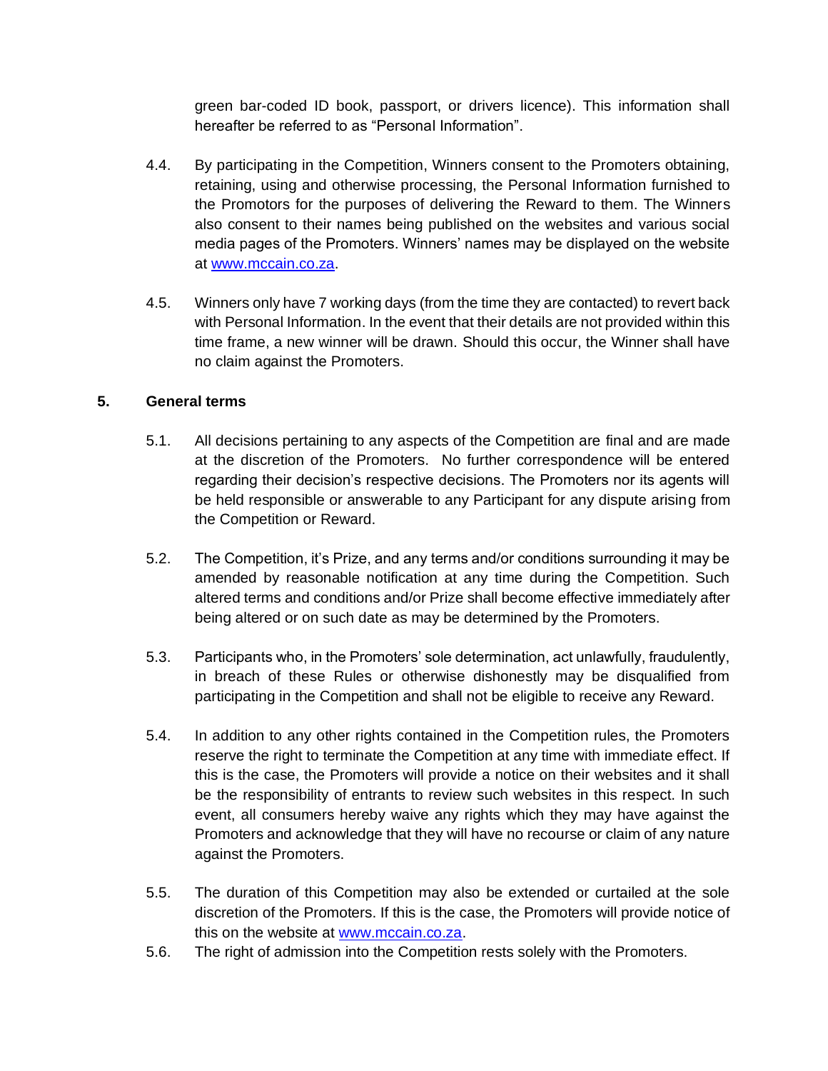green bar-coded ID book, passport, or drivers licence). This information shall hereafter be referred to as “Personal Information”.

4.4. By participating in the Competition, Winners consent to the Promoters obtaining, retaining, using and otherwise processing, the Personal Information furnished to the Promotors for the purposes of delivering the Reward to them. The Winners also consent to their names being published on the websites and various social media pages of the Promoters. Winners’ names may be displayed on the website at www.mccain.co.za.

4.5. Winners only have 7 working days (from the time they are contacted) to revert back with Personal Information. In the event that their details are not provided within this time frame, a new winner will be drawn. Should this occur, the Winner shall have no claim against the Promoters.

## 5. General terms

5.1. All decisions pertaining to any aspects of the Competition are final and are made at the discretion of the Promoters. No further correspondence will be entered regarding their decision’s respective decisions. The Promoters nor its agents will be held responsible or answerable to any Participant for any dispute arising from the Competition or Reward.

5.2. The Competition, it’s Prize, and any terms and/or conditions surrounding it may be amended by reasonable notification at any time during the Competition. Such altered terms and conditions and/or Prize shall become effective immediately after being altered or on such date as may be determined by the Promoters.

5.3. Participants who, in the Promoters’ sole determination, act unlawfully, fraudulently, in breach of these Rules or otherwise dishonestly may be disqualified from participating in the Competition and shall not be eligible to receive any Reward.

5.4. In addition to any other rights contained in the Competition rules, the Promoters reserve the right to terminate the Competition at any time with immediate effect. If this is the case, the Promoters will provide a notice on their websites and it shall be the responsibility of entrants to review such websites in this respect. In such event, all consumers hereby waive any rights which they may have against the Promoters and acknowledge that they will have no recourse or claim of any nature against the Promoters.

5.5. The duration of this Competition may also be extended or curtailed at the sole discretion of the Promoters. If this is the case, the Promoters will provide notice of this on the website at www.mccain.co.za.

5.6. The right of admission into the Competition rests solely with the Promoters.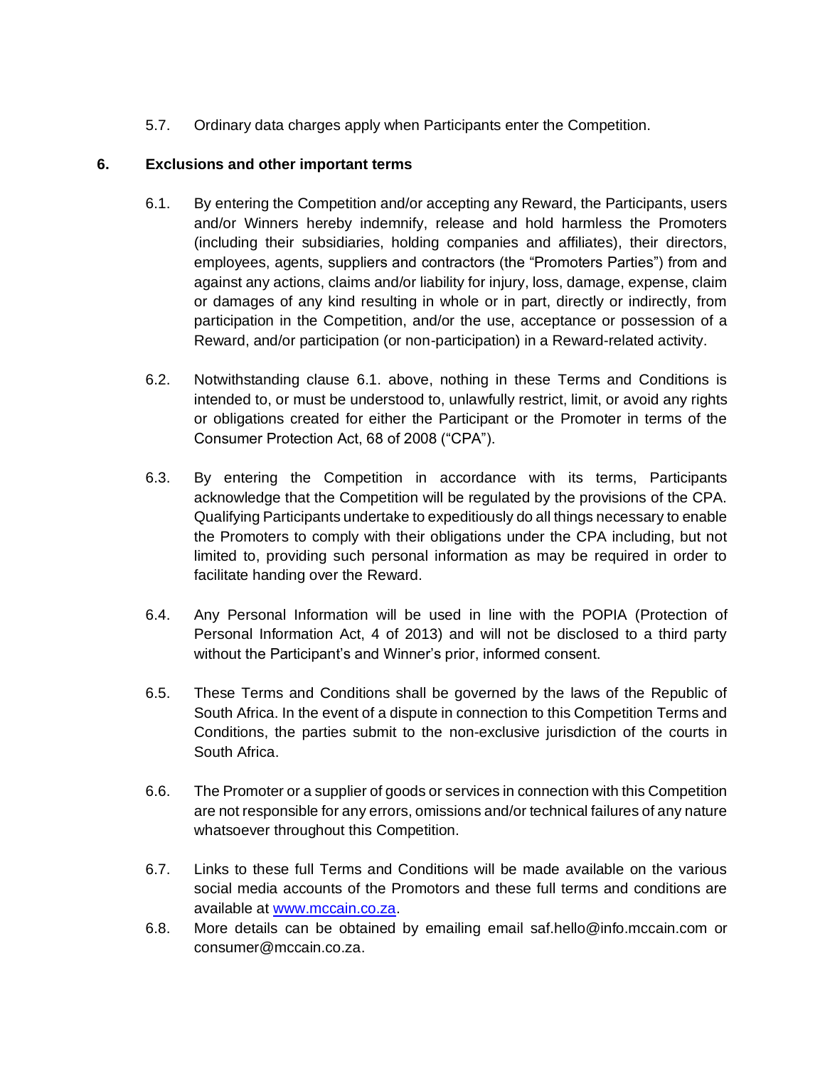5.7. Ordinary data charges apply when Participants enter the Competition.

## 6. Exclusions and other important terms

6.1. By entering the Competition and/or accepting any Reward, the Participants, users and/or Winners hereby indemnify, release and hold harmless the Promoters (including their subsidiaries, holding companies and affiliates), their directors, employees, agents, suppliers and contractors (the "Promoters Parties") from and against any actions, claims and/or liability for injury, loss, damage, expense, claim or damages of any kind resulting in whole or in part, directly or indirectly, from participation in the Competition, and/or the use, acceptance or possession of a Reward, and/or participation (or non-participation) in a Reward-related activity.

6.2. Notwithstanding clause 6.1. above, nothing in these Terms and Conditions is intended to, or must be understood to, unlawfully restrict, limit, or avoid any rights or obligations created for either the Participant or the Promoter in terms of the Consumer Protection Act, 68 of 2008 ("CPA").

6.3. By entering the Competition in accordance with its terms, Participants acknowledge that the Competition will be regulated by the provisions of the CPA. Qualifying Participants undertake to expeditiously do all things necessary to enable the Promoters to comply with their obligations under the CPA including, but not limited to, providing such personal information as may be required in order to facilitate handing over the Reward.

6.4. Any Personal Information will be used in line with the POPIA (Protection of Personal Information Act, 4 of 2013) and will not be disclosed to a third party without the Participant's and Winner's prior, informed consent.

6.5. These Terms and Conditions shall be governed by the laws of the Republic of South Africa. In the event of a dispute in connection to this Competition Terms and Conditions, the parties submit to the non-exclusive jurisdiction of the courts in South Africa.

6.6. The Promoter or a supplier of goods or services in connection with this Competition are not responsible for any errors, omissions and/or technical failures of any nature whatsoever throughout this Competition.

6.7. Links to these full Terms and Conditions will be made available on the various social media accounts of the Promotors and these full terms and conditions are available at [www.mccain.co.za](http://www.mccain.co.za).

6.8. More details can be obtained by emailing email saf.hello@info.mccain.com or consumer@mccain.co.za.